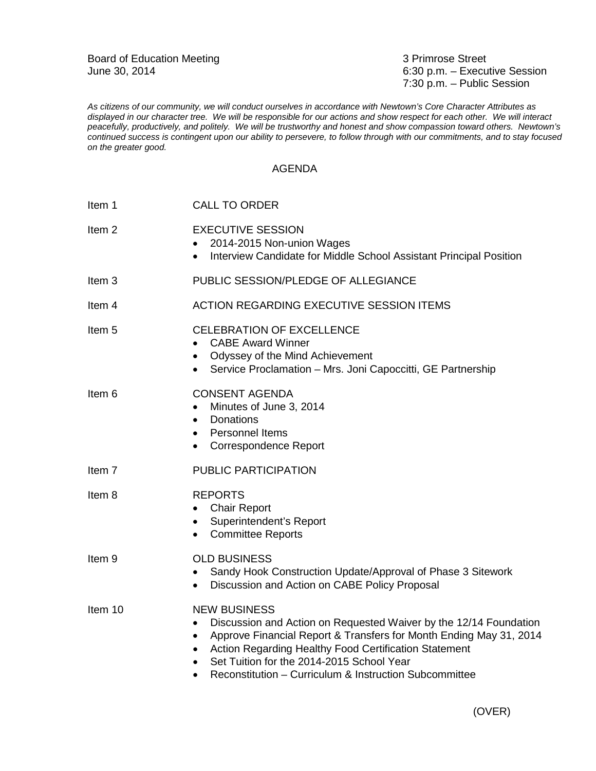Board of Education Meeting
June 30, 2014

3 Primrose Street
6:30 p.m. – Executive Session
7:30 p.m. – Public Session

*As citizens of our community, we will conduct ourselves in accordance with Newtown's Core Character Attributes as displayed in our character tree. We will be responsible for our actions and show respect for each other. We will interact peacefully, productively, and politely. We will be trustworthy and honest and show compassion toward others. Newtown's continued success is contingent upon our ability to persevere, to follow through with our commitments, and to stay focused on the greater good.*

## AGENDA

Item 1 CALL TO ORDER

Item 2 EXECUTIVE SESSION
- 2014-2015 Non-union Wages
- Interview Candidate for Middle School Assistant Principal Position

Item 3 PUBLIC SESSION/PLEDGE OF ALLEGIANCE

Item 4 ACTION REGARDING EXECUTIVE SESSION ITEMS

Item 5 CELEBRATION OF EXCELLENCE
- CABE Award Winner
- Odyssey of the Mind Achievement
- Service Proclamation – Mrs. Joni Capoccitti, GE Partnership

Item 6 CONSENT AGENDA
- Minutes of June 3, 2014
- Donations
- Personnel Items
- Correspondence Report

Item 7 PUBLIC PARTICIPATION

Item 8 REPORTS
- Chair Report
- Superintendent's Report
- Committee Reports

Item 9 OLD BUSINESS
- Sandy Hook Construction Update/Approval of Phase 3 Sitework
- Discussion and Action on CABE Policy Proposal

Item 10 NEW BUSINESS
- Discussion and Action on Requested Waiver by the 12/14 Foundation
- Approve Financial Report & Transfers for Month Ending May 31, 2014
- Action Regarding Healthy Food Certification Statement
- Set Tuition for the 2014-2015 School Year
- Reconstitution – Curriculum & Instruction Subcommittee

(OVER)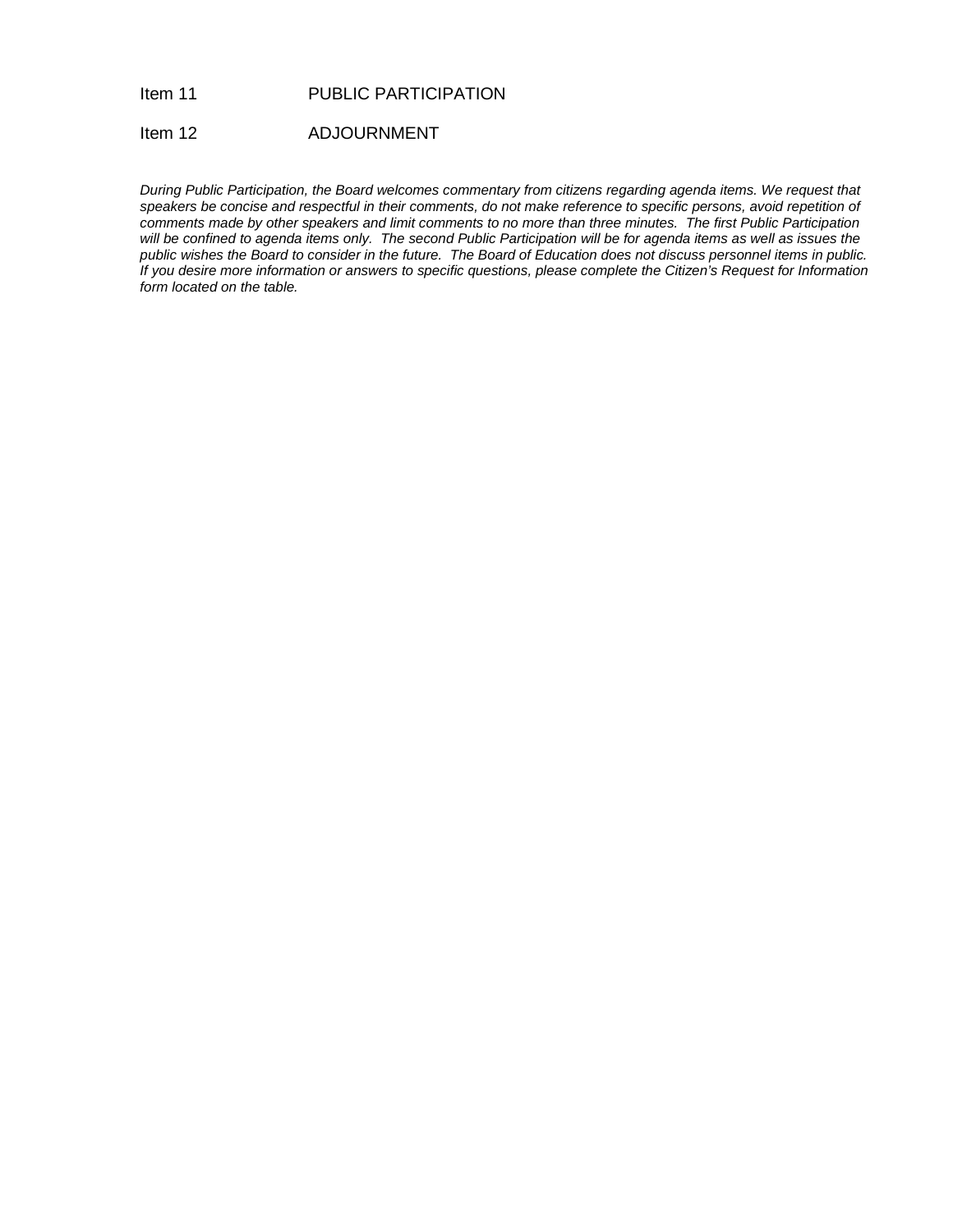Item 11 PUBLIC PARTICIPATION

Item 12 ADJOURNMENT

*During Public Participation, the Board welcomes commentary from citizens regarding agenda items. We request that speakers be concise and respectful in their comments, do not make reference to specific persons, avoid repetition of comments made by other speakers and limit comments to no more than three minutes. The first Public Participation will be confined to agenda items only. The second Public Participation will be for agenda items as well as issues the public wishes the Board to consider in the future. The Board of Education does not discuss personnel items in public. If you desire more information or answers to specific questions, please complete the Citizen's Request for Information form located on the table.*